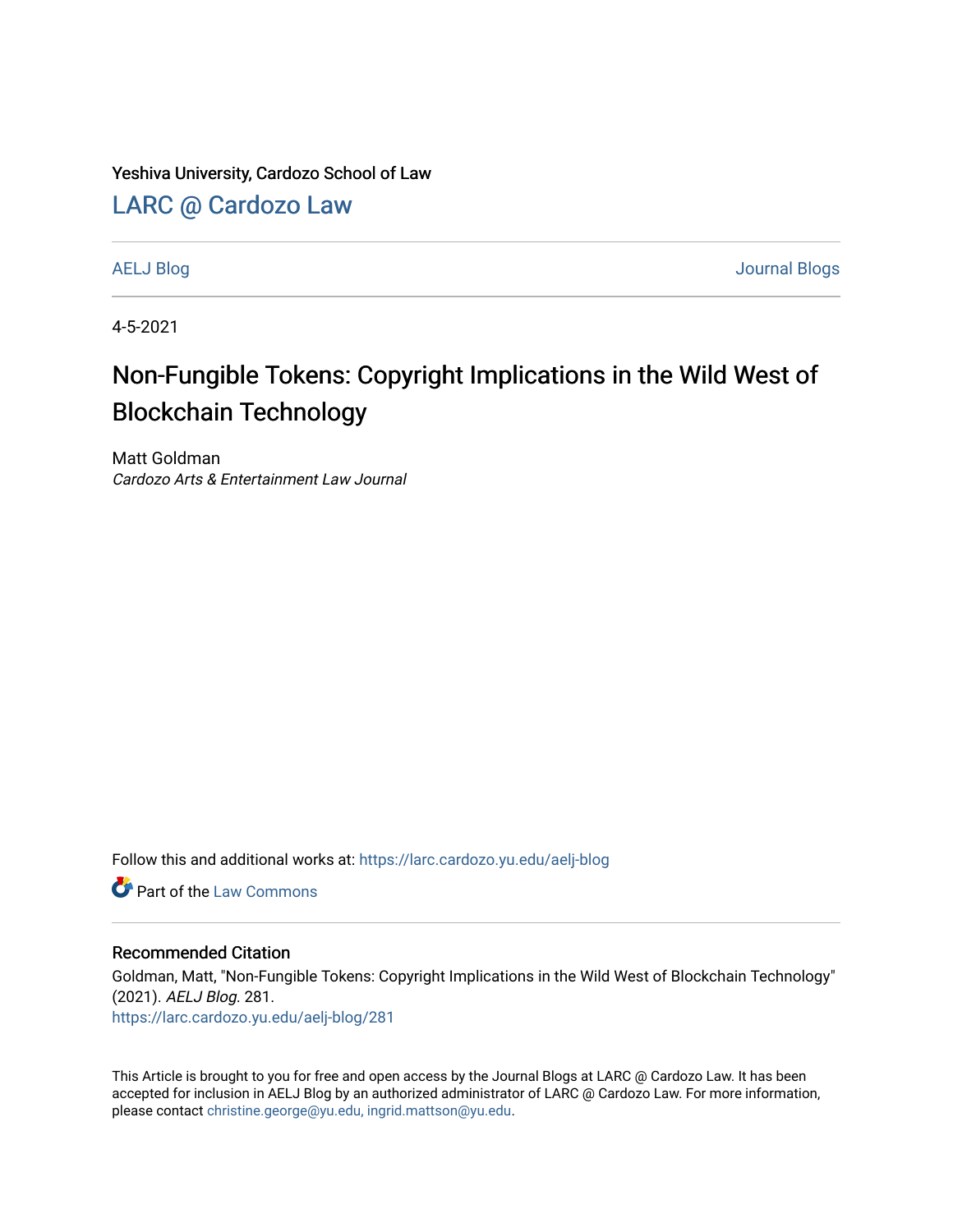Yeshiva University, Cardozo School of Law

## LARC @ Cardozo Law

AELJ Blog | Journal Blogs

4-5-2021

# Non-Fungible Tokens: Copyright Implications in the Wild West of Blockchain Technology

Matt Goldman
*Cardozo Arts & Entertainment Law Journal*

Follow this and additional works at: https://larc.cardozo.yu.edu/aelj-blog

Part of the Law Commons

### Recommended Citation

Goldman, Matt, "Non-Fungible Tokens: Copyright Implications in the Wild West of Blockchain Technology" (2021). *AELJ Blog*. 281.
https://larc.cardozo.yu.edu/aelj-blog/281

This Article is brought to you for free and open access by the Journal Blogs at LARC @ Cardozo Law. It has been accepted for inclusion in AELJ Blog by an authorized administrator of LARC @ Cardozo Law. For more information, please contact christine.george@yu.edu, ingrid.mattson@yu.edu.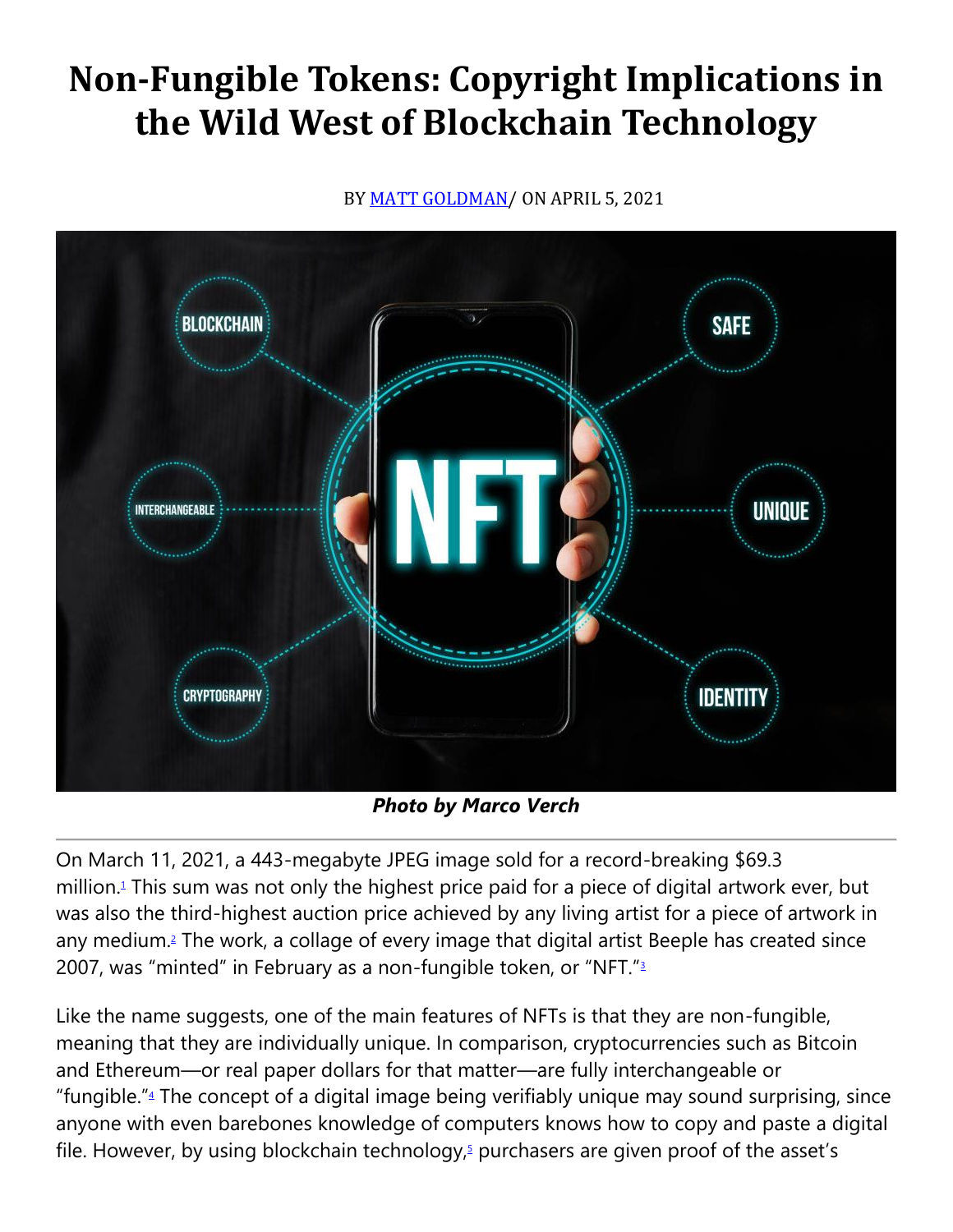# Non-Fungible Tokens: Copyright Implications in the Wild West of Blockchain Technology

BY MATT GOLDMAN/ ON APRIL 5, 2021

***Photo by Marco Verch***

On March 11, 2021, a 443-megabyte JPEG image sold for a record-breaking $69.3 million.[1] This sum was not only the highest price paid for a piece of digital artwork ever, but was also the third-highest auction price achieved by any living artist for a piece of artwork in any medium.[2] The work, a collage of every image that digital artist Beeple has created since 2007, was "minted" in February as a non-fungible token, or "NFT."[3]

Like the name suggests, one of the main features of NFTs is that they are non-fungible, meaning that they are individually unique. In comparison, cryptocurrencies such as Bitcoin and Ethereum—or real paper dollars for that matter—are fully interchangeable or "fungible."[4] The concept of a digital image being verifiably unique may sound surprising, since anyone with even barebones knowledge of computers knows how to copy and paste a digital file. However, by using blockchain technology,[5] purchasers are given proof of the asset's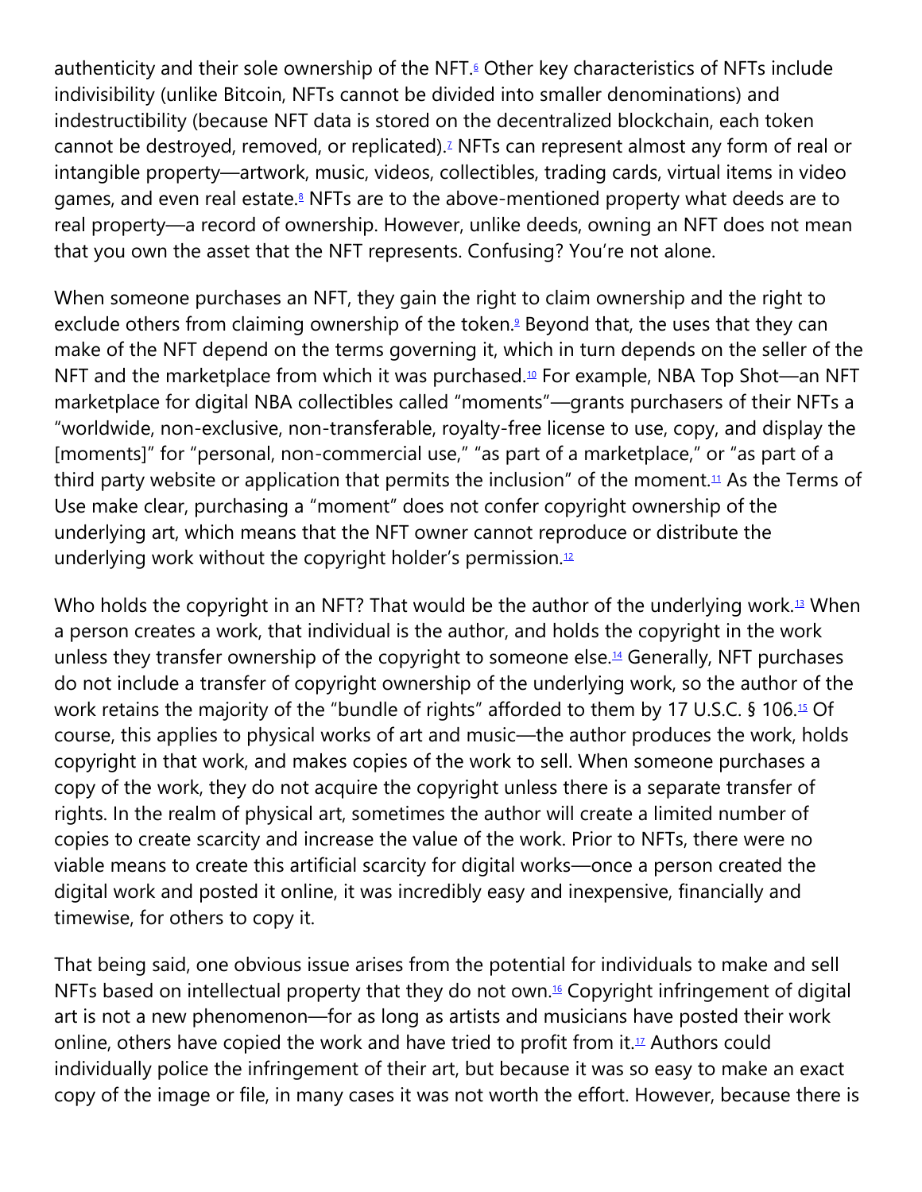authenticity and their sole ownership of the NFT.[6] Other key characteristics of NFTs include indivisibility (unlike Bitcoin, NFTs cannot be divided into smaller denominations) and indestructibility (because NFT data is stored on the decentralized blockchain, each token cannot be destroyed, removed, or replicated).[7] NFTs can represent almost any form of real or intangible property—artwork, music, videos, collectibles, trading cards, virtual items in video games, and even real estate.[8] NFTs are to the above-mentioned property what deeds are to real property—a record of ownership. However, unlike deeds, owning an NFT does not mean that you own the asset that the NFT represents. Confusing? You're not alone.

When someone purchases an NFT, they gain the right to claim ownership and the right to exclude others from claiming ownership of the token.[9] Beyond that, the uses that they can make of the NFT depend on the terms governing it, which in turn depends on the seller of the NFT and the marketplace from which it was purchased.[10] For example, NBA Top Shot—an NFT marketplace for digital NBA collectibles called "moments"—grants purchasers of their NFTs a "worldwide, non-exclusive, non-transferable, royalty-free license to use, copy, and display the [moments]" for "personal, non-commercial use," "as part of a marketplace," or "as part of a third party website or application that permits the inclusion" of the moment.[11] As the Terms of Use make clear, purchasing a "moment" does not confer copyright ownership of the underlying art, which means that the NFT owner cannot reproduce or distribute the underlying work without the copyright holder's permission.[12]

Who holds the copyright in an NFT? That would be the author of the underlying work.[13] When a person creates a work, that individual is the author, and holds the copyright in the work unless they transfer ownership of the copyright to someone else.[14] Generally, NFT purchases do not include a transfer of copyright ownership of the underlying work, so the author of the work retains the majority of the "bundle of rights" afforded to them by 17 U.S.C. § 106.[15] Of course, this applies to physical works of art and music—the author produces the work, holds copyright in that work, and makes copies of the work to sell. When someone purchases a copy of the work, they do not acquire the copyright unless there is a separate transfer of rights. In the realm of physical art, sometimes the author will create a limited number of copies to create scarcity and increase the value of the work. Prior to NFTs, there were no viable means to create this artificial scarcity for digital works—once a person created the digital work and posted it online, it was incredibly easy and inexpensive, financially and timewise, for others to copy it.

That being said, one obvious issue arises from the potential for individuals to make and sell NFTs based on intellectual property that they do not own.[16] Copyright infringement of digital art is not a new phenomenon—for as long as artists and musicians have posted their work online, others have copied the work and have tried to profit from it.[17] Authors could individually police the infringement of their art, but because it was so easy to make an exact copy of the image or file, in many cases it was not worth the effort. However, because there is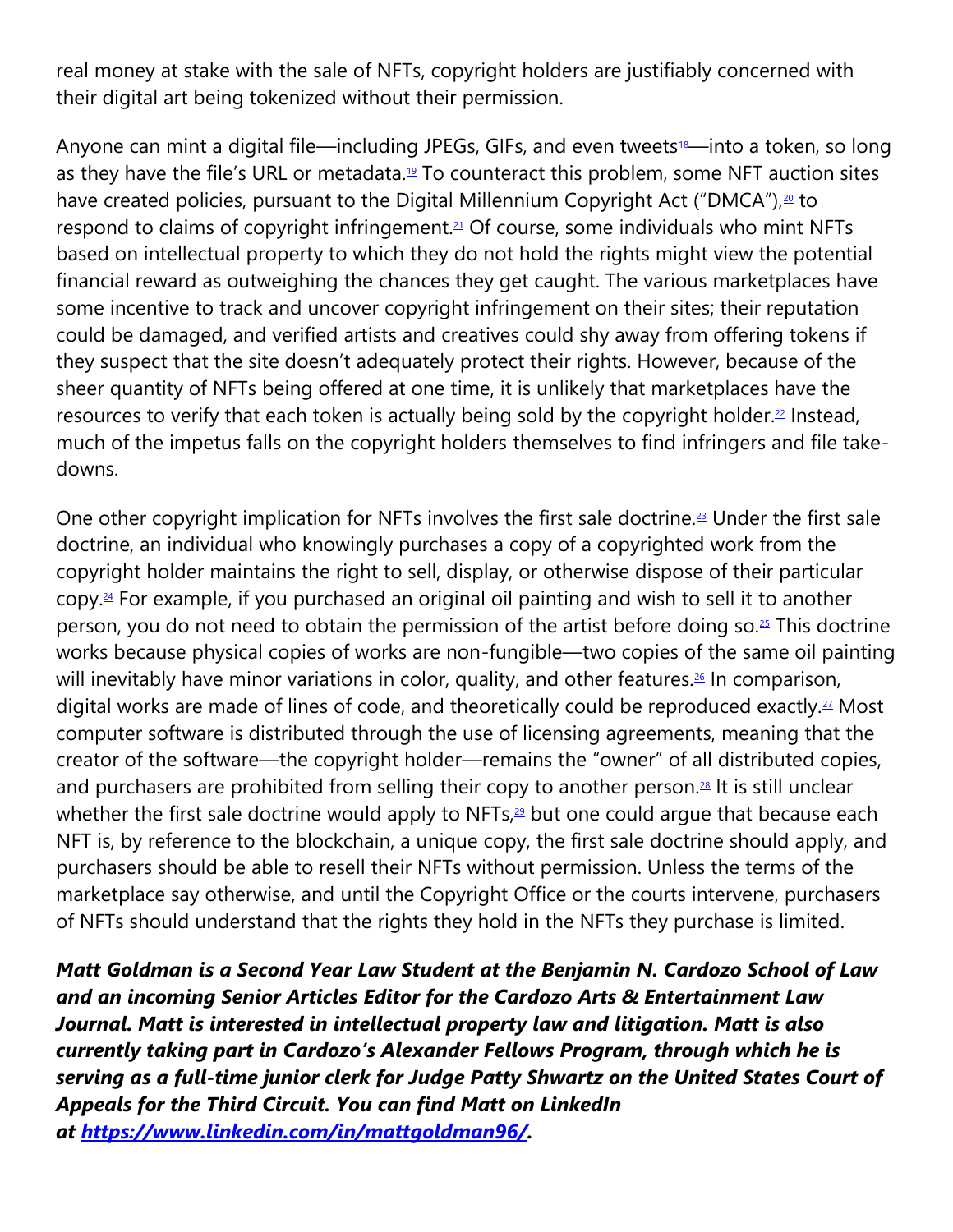real money at stake with the sale of NFTs, copyright holders are justifiably concerned with their digital art being tokenized without their permission.

Anyone can mint a digital file—including JPEGs, GIFs, and even tweets[18]—into a token, so long as they have the file's URL or metadata.[19] To counteract this problem, some NFT auction sites have created policies, pursuant to the Digital Millennium Copyright Act ("DMCA"),[20] to respond to claims of copyright infringement.[21] Of course, some individuals who mint NFTs based on intellectual property to which they do not hold the rights might view the potential financial reward as outweighing the chances they get caught. The various marketplaces have some incentive to track and uncover copyright infringement on their sites; their reputation could be damaged, and verified artists and creatives could shy away from offering tokens if they suspect that the site doesn't adequately protect their rights. However, because of the sheer quantity of NFTs being offered at one time, it is unlikely that marketplaces have the resources to verify that each token is actually being sold by the copyright holder.[22] Instead, much of the impetus falls on the copyright holders themselves to find infringers and file take-downs.

One other copyright implication for NFTs involves the first sale doctrine.[23] Under the first sale doctrine, an individual who knowingly purchases a copy of a copyrighted work from the copyright holder maintains the right to sell, display, or otherwise dispose of their particular copy.[24] For example, if you purchased an original oil painting and wish to sell it to another person, you do not need to obtain the permission of the artist before doing so.[25] This doctrine works because physical copies of works are non-fungible—two copies of the same oil painting will inevitably have minor variations in color, quality, and other features.[26] In comparison, digital works are made of lines of code, and theoretically could be reproduced exactly.[27] Most computer software is distributed through the use of licensing agreements, meaning that the creator of the software—the copyright holder—remains the "owner" of all distributed copies, and purchasers are prohibited from selling their copy to another person.[28] It is still unclear whether the first sale doctrine would apply to NFTs,[29] but one could argue that because each NFT is, by reference to the blockchain, a unique copy, the first sale doctrine should apply, and purchasers should be able to resell their NFTs without permission. Unless the terms of the marketplace say otherwise, and until the Copyright Office or the courts intervene, purchasers of NFTs should understand that the rights they hold in the NFTs they purchase is limited.

***Matt Goldman is a Second Year Law Student at the Benjamin N. Cardozo School of Law and an incoming Senior Articles Editor for the Cardozo Arts & Entertainment Law Journal. Matt is interested in intellectual property law and litigation. Matt is also currently taking part in Cardozo's Alexander Fellows Program, through which he is serving as a full-time junior clerk for Judge Patty Shwartz on the United States Court of Appeals for the Third Circuit. You can find Matt on LinkedIn at [https://www.linkedin.com/in/mattgoldman96/](https://www.linkedin.com/in/mattgoldman96/).***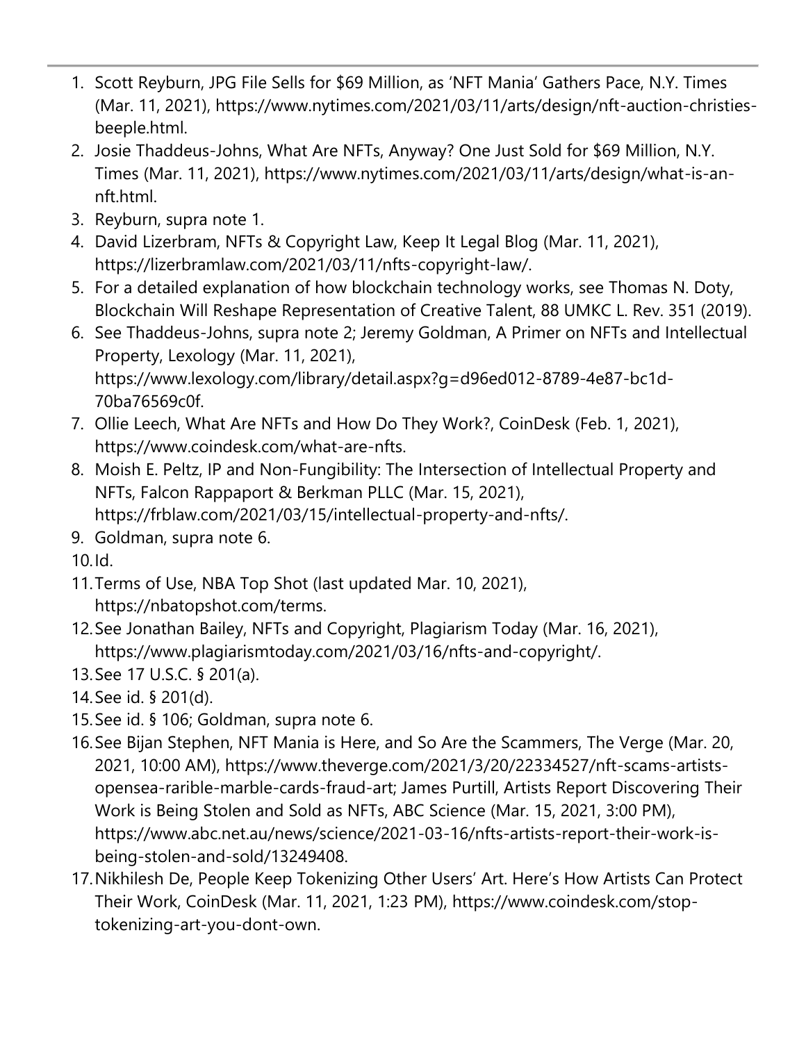1. Scott Reyburn, JPG File Sells for $69 Million, as 'NFT Mania' Gathers Pace, N.Y. Times (Mar. 11, 2021), https://www.nytimes.com/2021/03/11/arts/design/nft-auction-christies-beeple.html.
2. Josie Thaddeus-Johns, What Are NFTs, Anyway? One Just Sold for $69 Million, N.Y. Times (Mar. 11, 2021), https://www.nytimes.com/2021/03/11/arts/design/what-is-an-nft.html.
3. Reyburn, supra note 1.
4. David Lizerbram, NFTs & Copyright Law, Keep It Legal Blog (Mar. 11, 2021), https://lizerbramlaw.com/2021/03/11/nfts-copyright-law/.
5. For a detailed explanation of how blockchain technology works, see Thomas N. Doty, Blockchain Will Reshape Representation of Creative Talent, 88 UMKC L. Rev. 351 (2019).
6. See Thaddeus-Johns, supra note 2; Jeremy Goldman, A Primer on NFTs and Intellectual Property, Lexology (Mar. 11, 2021), https://www.lexology.com/library/detail.aspx?g=d96ed012-8789-4e87-bc1d-70ba76569c0f.
7. Ollie Leech, What Are NFTs and How Do They Work?, CoinDesk (Feb. 1, 2021), https://www.coindesk.com/what-are-nfts.
8. Moish E. Peltz, IP and Non-Fungibility: The Intersection of Intellectual Property and NFTs, Falcon Rappaport & Berkman PLLC (Mar. 15, 2021), https://frblaw.com/2021/03/15/intellectual-property-and-nfts/.
9. Goldman, supra note 6.
10. Id.
11. Terms of Use, NBA Top Shot (last updated Mar. 10, 2021), https://nbatopshot.com/terms.
12. See Jonathan Bailey, NFTs and Copyright, Plagiarism Today (Mar. 16, 2021), https://www.plagiarismtoday.com/2021/03/16/nfts-and-copyright/.
13. See 17 U.S.C. § 201(a).
14. See id. § 201(d).
15. See id. § 106; Goldman, supra note 6.
16. See Bijan Stephen, NFT Mania is Here, and So Are the Scammers, The Verge (Mar. 20, 2021, 10:00 AM), https://www.theverge.com/2021/3/20/22334527/nft-scams-artists-opensea-rarible-marble-cards-fraud-art; James Purtill, Artists Report Discovering Their Work is Being Stolen and Sold as NFTs, ABC Science (Mar. 15, 2021, 3:00 PM), https://www.abc.net.au/news/science/2021-03-16/nfts-artists-report-their-work-is-being-stolen-and-sold/13249408.
17. Nikhilesh De, People Keep Tokenizing Other Users' Art. Here's How Artists Can Protect Their Work, CoinDesk (Mar. 11, 2021, 1:23 PM), https://www.coindesk.com/stop-tokenizing-art-you-dont-own.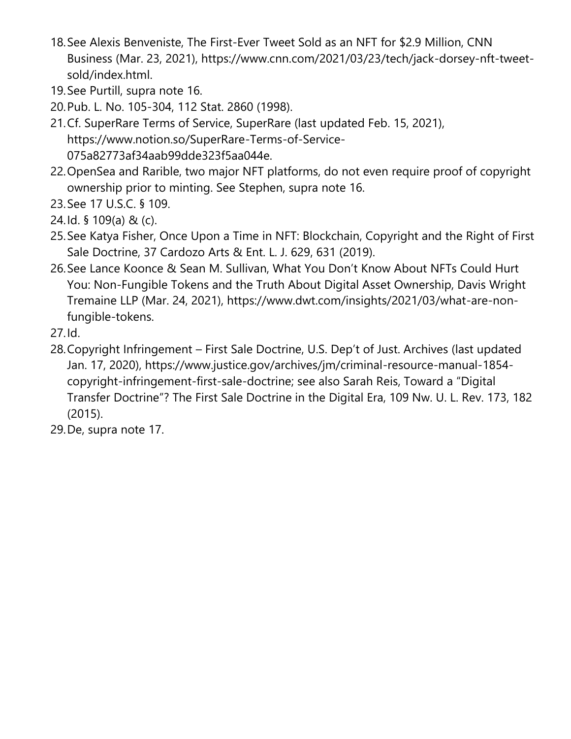18. See Alexis Benveniste, The First-Ever Tweet Sold as an NFT for $2.9 Million, CNN Business (Mar. 23, 2021), https://www.cnn.com/2021/03/23/tech/jack-dorsey-nft-tweet-sold/index.html.
19. See Purtill, supra note 16.
20. Pub. L. No. 105-304, 112 Stat. 2860 (1998).
21. Cf. SuperRare Terms of Service, SuperRare (last updated Feb. 15, 2021), https://www.notion.so/SuperRare-Terms-of-Service-075a82773af34aab99dde323f5aa044e.
22. OpenSea and Rarible, two major NFT platforms, do not even require proof of copyright ownership prior to minting. See Stephen, supra note 16.
23. See 17 U.S.C. § 109.
24. Id. § 109(a) & (c).
25. See Katya Fisher, Once Upon a Time in NFT: Blockchain, Copyright and the Right of First Sale Doctrine, 37 Cardozo Arts & Ent. L. J. 629, 631 (2019).
26. See Lance Koonce & Sean M. Sullivan, What You Don't Know About NFTs Could Hurt You: Non-Fungible Tokens and the Truth About Digital Asset Ownership, Davis Wright Tremaine LLP (Mar. 24, 2021), https://www.dwt.com/insights/2021/03/what-are-non-fungible-tokens.
27. Id.
28. Copyright Infringement – First Sale Doctrine, U.S. Dep't of Just. Archives (last updated Jan. 17, 2020), https://www.justice.gov/archives/jm/criminal-resource-manual-1854-copyright-infringement-first-sale-doctrine; see also Sarah Reis, Toward a "Digital Transfer Doctrine"? The First Sale Doctrine in the Digital Era, 109 Nw. U. L. Rev. 173, 182 (2015).
29. De, supra note 17.